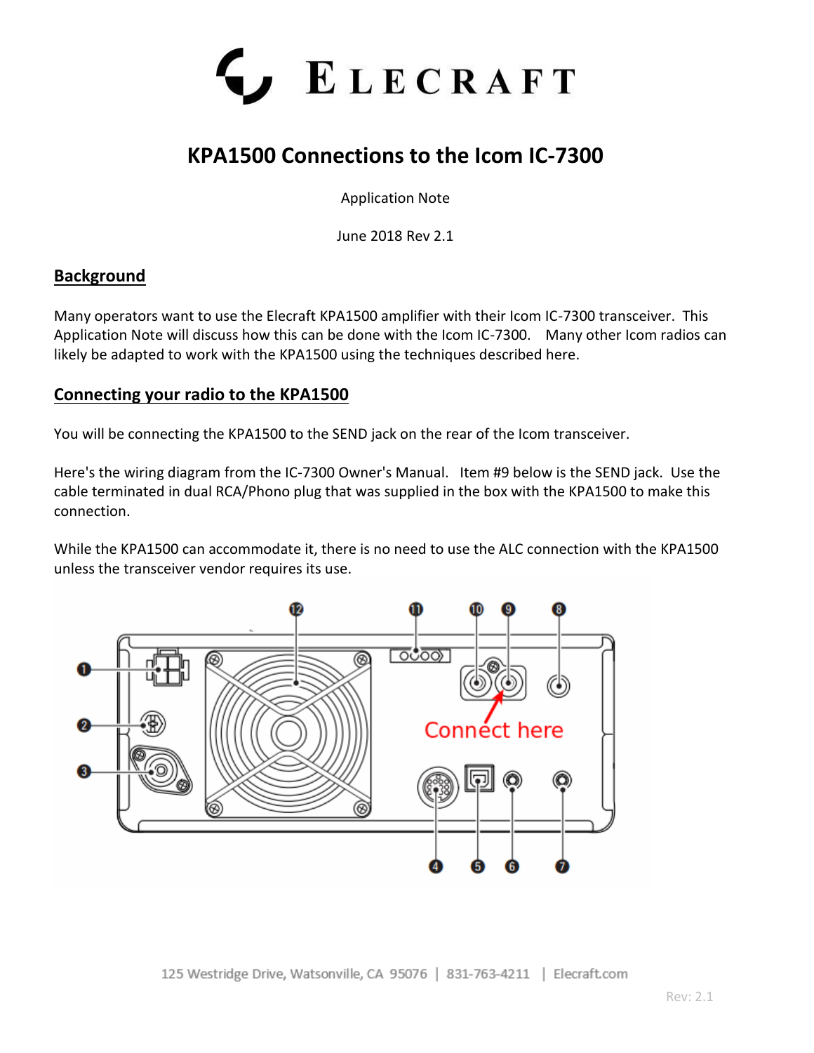# KPA1500 Connections to the Icom IC-7300

Application Note

June 2018 Rev 2.1

## Background

Many operators want to use the Elecraft KPA1500 amplifier with their Icom IC-7300 transceiver. This Application Note will discuss how this can be done with the Icom IC-7300. Many other Icom radios can likely be adapted to work with the KPA1500 using the techniques described here.

## Connecting your radio to the KPA1500

You will be connecting the KPA1500 to the SEND jack on the rear of the Icom transceiver.

Here's the wiring diagram from the IC-7300 Owner's Manual. Item #9 below is the SEND jack. Use the cable terminated in dual RCA/Phono plug that was supplied in the box with the KPA1500 to make this connection.

While the KPA1500 can accommodate it, there is no need to use the ALC connection with the KPA1500 unless the transceiver vendor requires its use.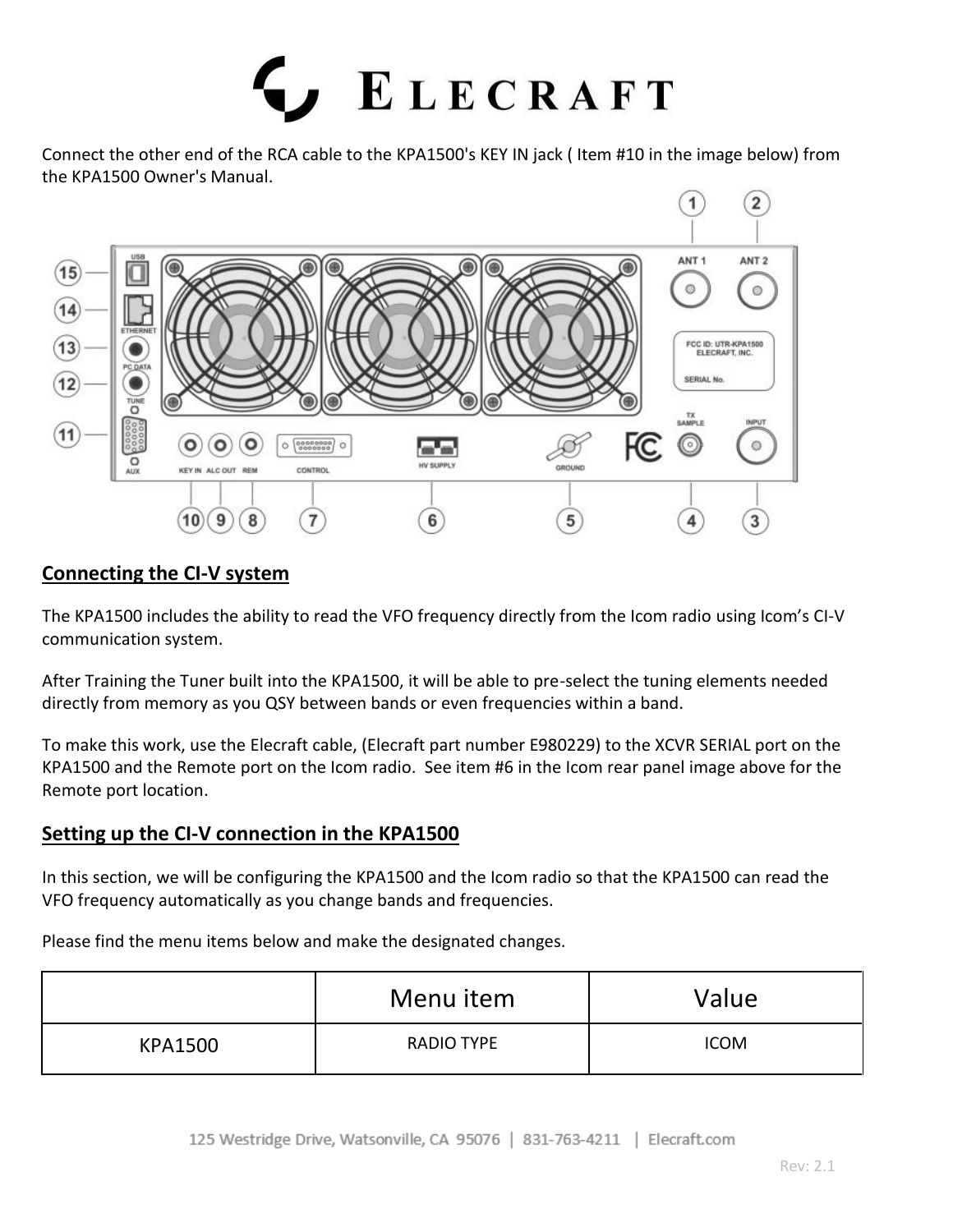Connect the other end of the RCA cable to the KPA1500's KEY IN jack ( Item #10 in the image below) from the KPA1500 Owner's Manual.

## Connecting the CI-V system

The KPA1500 includes the ability to read the VFO frequency directly from the Icom radio using Icom's CI-V communication system.

After Training the Tuner built into the KPA1500, it will be able to pre-select the tuning elements needed directly from memory as you QSY between bands or even frequencies within a band.

To make this work, use the Elecraft cable, (Elecraft part number E980229) to the XCVR SERIAL port on the KPA1500 and the Remote port on the Icom radio. See item #6 in the Icom rear panel image above for the Remote port location.

## Setting up the CI-V connection in the KPA1500

In this section, we will be configuring the KPA1500 and the Icom radio so that the KPA1500 can read the VFO frequency automatically as you change bands and frequencies.

Please find the menu items below and make the designated changes.

| | Menu item | Value |
|---|---|---|
| KPA1500 | RADIO TYPE | ICOM |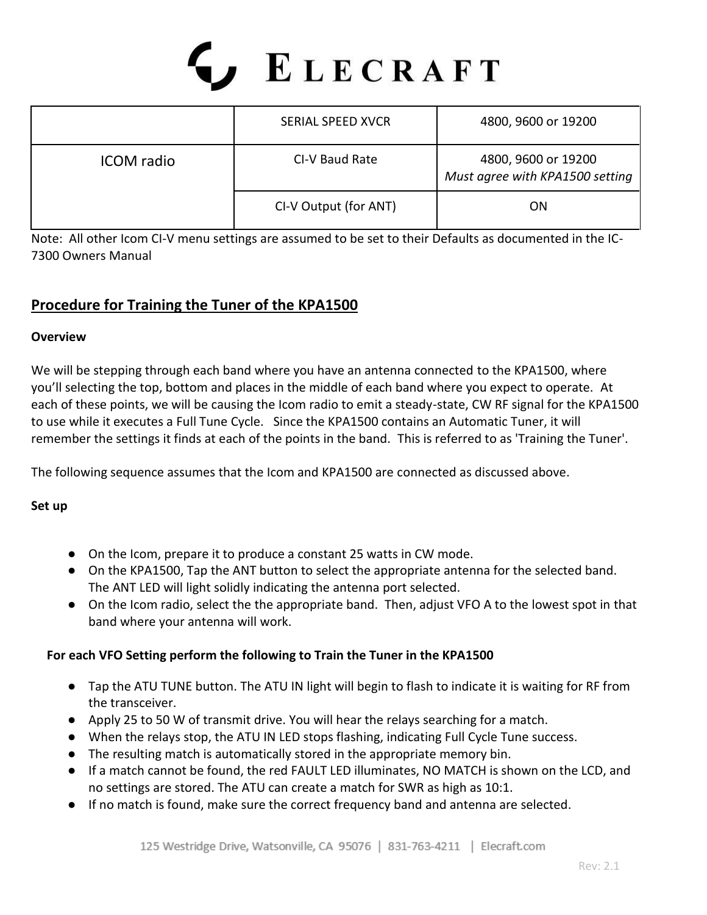|  | SERIAL SPEED XVCR | 4800, 9600 or 19200 |
|---|---|---|
| ICOM radio | CI-V Baud Rate | 4800, 9600 or 19200 *Must agree with KPA1500 setting* |
|  | CI-V Output (for ANT) | ON |

Note: All other Icom CI-V menu settings are assumed to be set to their Defaults as documented in the IC-7300 Owners Manual

## Procedure for Training the Tuner of the KPA1500

**Overview**

We will be stepping through each band where you have an antenna connected to the KPA1500, where you'll selecting the top, bottom and places in the middle of each band where you expect to operate. At each of these points, we will be causing the Icom radio to emit a steady-state, CW RF signal for the KPA1500 to use while it executes a Full Tune Cycle. Since the KPA1500 contains an Automatic Tuner, it will remember the settings it finds at each of the points in the band. This is referred to as 'Training the Tuner'.

The following sequence assumes that the Icom and KPA1500 are connected as discussed above.

**Set up**

- On the Icom, prepare it to produce a constant 25 watts in CW mode.
- On the KPA1500, Tap the ANT button to select the appropriate antenna for the selected band. The ANT LED will light solidly indicating the antenna port selected.
- On the Icom radio, select the the appropriate band. Then, adjust VFO A to the lowest spot in that band where your antenna will work.

**For each VFO Setting perform the following to Train the Tuner in the KPA1500**

- Tap the ATU TUNE button. The ATU IN light will begin to flash to indicate it is waiting for RF from the transceiver.
- Apply 25 to 50 W of transmit drive. You will hear the relays searching for a match.
- When the relays stop, the ATU IN LED stops flashing, indicating Full Cycle Tune success.
- The resulting match is automatically stored in the appropriate memory bin.
- If a match cannot be found, the red FAULT LED illuminates, NO MATCH is shown on the LCD, and no settings are stored. The ATU can create a match for SWR as high as 10:1.
- If no match is found, make sure the correct frequency band and antenna are selected.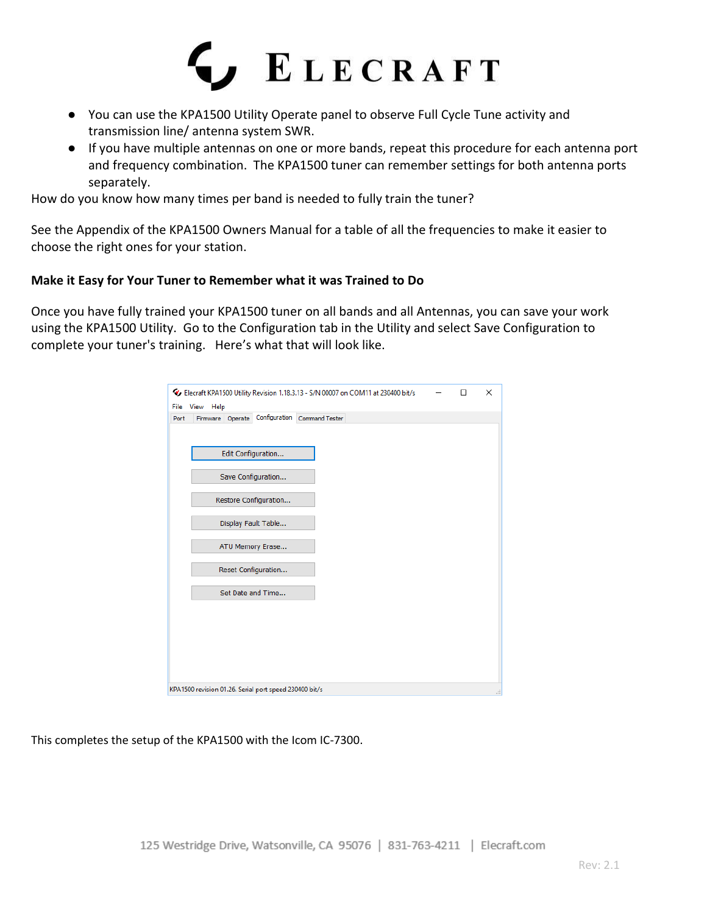- You can use the KPA1500 Utility Operate panel to observe Full Cycle Tune activity and transmission line/ antenna system SWR.
- If you have multiple antennas on one or more bands, repeat this procedure for each antenna port and frequency combination. The KPA1500 tuner can remember settings for both antenna ports separately.

How do you know how many times per band is needed to fully train the tuner?

See the Appendix of the KPA1500 Owners Manual for a table of all the frequencies to make it easier to choose the right ones for your station.

**Make it Easy for Your Tuner to Remember what it was Trained to Do**

Once you have fully trained your KPA1500 tuner on all bands and all Antennas, you can save your work using the KPA1500 Utility. Go to the Configuration tab in the Utility and select Save Configuration to complete your tuner's training. Here's what that will look like.

Elecraft KPA1500 Utility Revision 1.18.3.13 - S/N 00007 on COM11 at 230400 bit/s

File View Help

Port Firmware Operate Configuration Command Tester

Edit Configuration...

Save Configuration...

Restore Configuration...

Display Fault Table...

ATU Memory Erase...

Reset Configuration...

Set Date and Time...

KPA1500 revision 01.26. Serial port speed 230400 bit/s

This completes the setup of the KPA1500 with the Icom IC-7300.